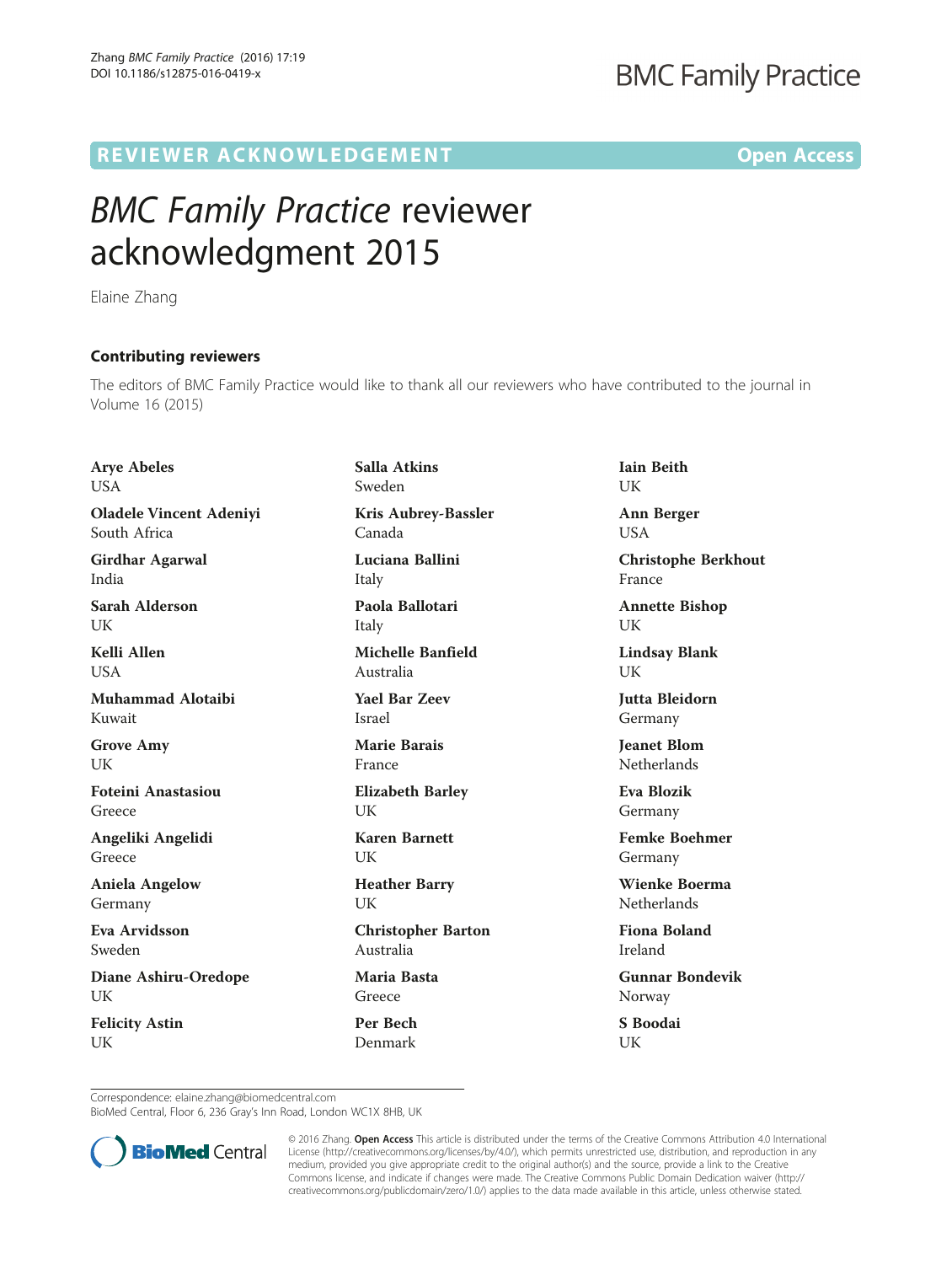REVIEWER ACKNOWLEDGEMENT

Open Access

# *BMC Family Practice* reviewer acknowledgment 2015

Elaine Zhang

## Contributing reviewers

The editors of BMC Family Practice would like to thank all our reviewers who have contributed to the journal in Volume 16 (2015)

**Arye Abeles**
USA

**Oladele Vincent Adeniyi**
South Africa

**Girdhar Agarwal**
India

**Sarah Alderson**
UK

**Kelli Allen**
USA

**Muhammad Alotaibi**
Kuwait

**Grove Amy**
UK

**Foteini Anastasiou**
Greece

**Angeliki Angelidi**
Greece

**Aniela Angelow**
Germany

**Eva Arvidsson**
Sweden

**Diane Ashiru-Oredope**
UK

**Felicity Astin**
UK

**Salla Atkins**
Sweden

**Kris Aubrey-Bassler**
Canada

**Luciana Ballini**
Italy

**Paola Ballotari**
Italy

**Michelle Banfield**
Australia

**Yael Bar Zeev**
Israel

**Marie Barais**
France

**Elizabeth Barley**
UK

**Karen Barnett**
UK

**Heather Barry**
UK

**Christopher Barton**
Australia

**Maria Basta**
Greece

**Per Bech**
Denmark

**Iain Beith**
UK

**Ann Berger**
USA

**Christophe Berkhout**
France

**Annette Bishop**
UK

**Lindsay Blank**
UK

**Jutta Bleidorn**
Germany

**Jeanet Blom**
Netherlands

**Eva Blozik**
Germany

**Femke Boehmer**
Germany

**Wienke Boerma**
Netherlands

**Fiona Boland**
Ireland

**Gunnar Bondevik**
Norway

**S Boodai**
UK

Correspondence: elaine.zhang@biomedcentral.com
BioMed Central, Floor 6, 236 Gray's Inn Road, London WC1X 8HB, UK

© 2016 Zhang. **Open Access** This article is distributed under the terms of the Creative Commons Attribution 4.0 International License (http://creativecommons.org/licenses/by/4.0/), which permits unrestricted use, distribution, and reproduction in any medium, provided you give appropriate credit to the original author(s) and the source, provide a link to the Creative Commons license, and indicate if changes were made. The Creative Commons Public Domain Dedication waiver (http://creativecommons.org/publicdomain/zero/1.0/) applies to the data made available in this article, unless otherwise stated.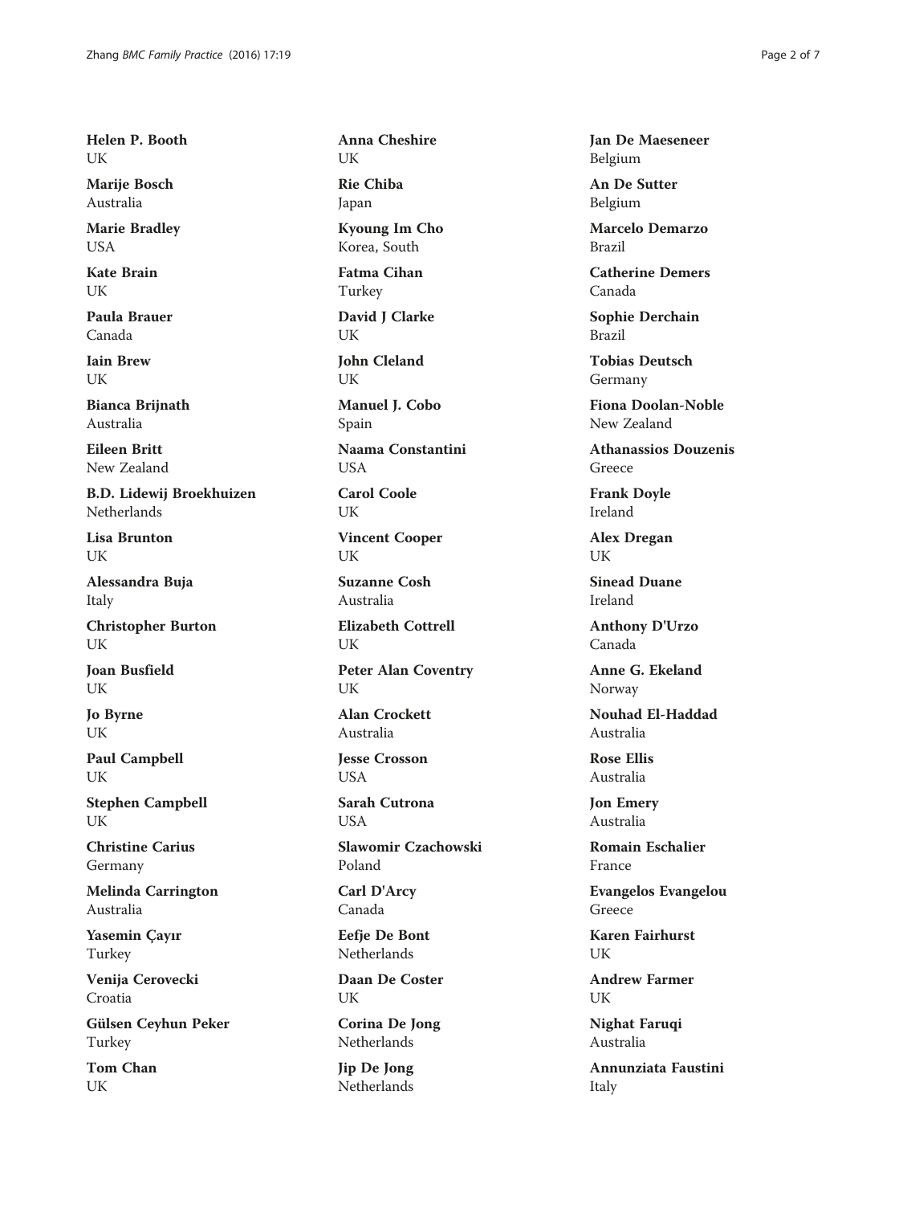**Helen P. Booth**
UK

**Marije Bosch**
Australia

**Marie Bradley**
USA

**Kate Brain**
UK

**Paula Brauer**
Canada

**Iain Brew**
UK

**Bianca Brijnath**
Australia

**Eileen Britt**
New Zealand

**B.D. Lidewij Broekhuizen**
Netherlands

**Lisa Brunton**
UK

**Alessandra Buja**
Italy

**Christopher Burton**
UK

**Joan Busfield**
UK

**Jo Byrne**
UK

**Paul Campbell**
UK

**Stephen Campbell**
UK

**Christine Carius**
Germany

**Melinda Carrington**
Australia

**Yasemin Çayır**
Turkey

**Venija Cerovecki**
Croatia

**Gülsen Ceyhun Peker**
Turkey

**Tom Chan**
UK

**Anna Cheshire**
UK

**Rie Chiba**
Japan

**Kyoung Im Cho**
Korea, South

**Fatma Cihan**
Turkey

**David J Clarke**
UK

**John Cleland**
UK

**Manuel J. Cobo**
Spain

**Naama Constantini**
USA

**Carol Coole**
UK

**Vincent Cooper**
UK

**Suzanne Cosh**
Australia

**Elizabeth Cottrell**
UK

**Peter Alan Coventry**
UK

**Alan Crockett**
Australia

**Jesse Crosson**
USA

**Sarah Cutrona**
USA

**Slawomir Czachowski**
Poland

**Carl D'Arcy**
Canada

**Eefje De Bont**
Netherlands

**Daan De Coster**
UK

**Corina De Jong**
Netherlands

**Jip De Jong**
Netherlands

**Jan De Maeseneer**
Belgium

**An De Sutter**
Belgium

**Marcelo Demarzo**
Brazil

**Catherine Demers**
Canada

**Sophie Derchain**
Brazil

**Tobias Deutsch**
Germany

**Fiona Doolan-Noble**
New Zealand

**Athanassios Douzenis**
Greece

**Frank Doyle**
Ireland

**Alex Dregan**
UK

**Sinead Duane**
Ireland

**Anthony D'Urzo**
Canada

**Anne G. Ekeland**
Norway

**Nouhad El-Haddad**
Australia

**Rose Ellis**
Australia

**Jon Emery**
Australia

**Romain Eschalier**
France

**Evangelos Evangelou**
Greece

**Karen Fairhurst**
UK

**Andrew Farmer**
UK

**Nighat Faruqi**
Australia

**Annunziata Faustini**
Italy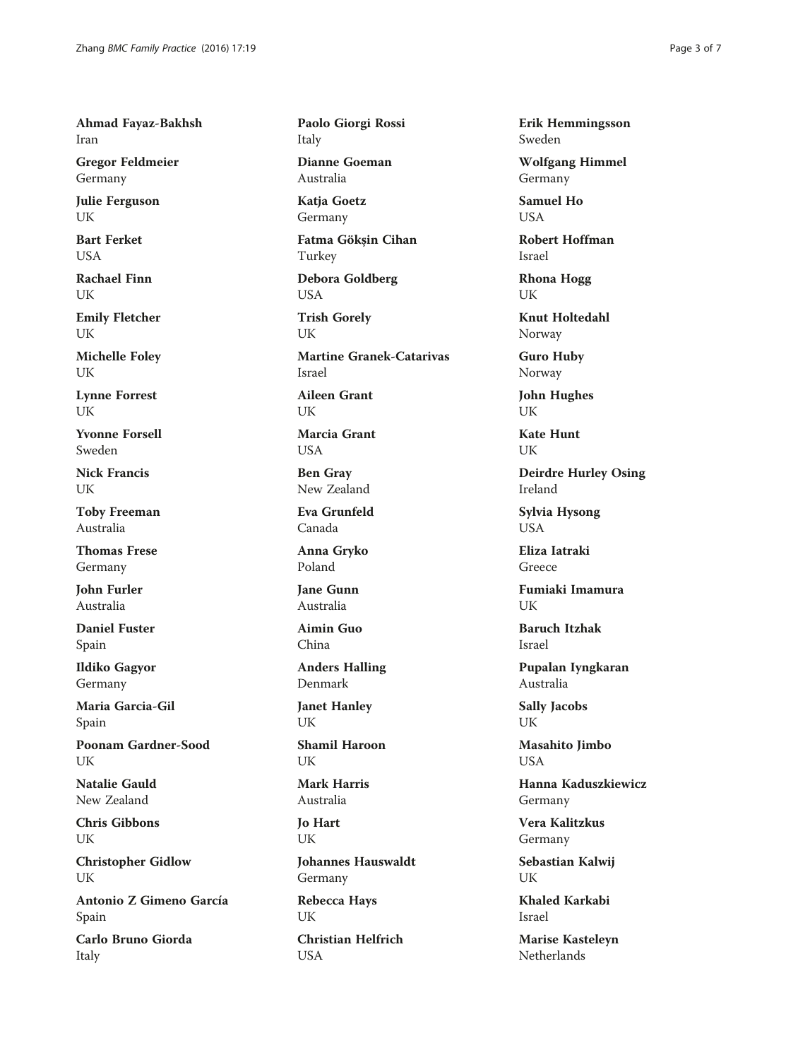**Ahmad Fayaz-Bakhsh**
Iran

**Gregor Feldmeier**
Germany

**Julie Ferguson**
UK

**Bart Ferket**
USA

**Rachael Finn**
UK

**Emily Fletcher**
UK

**Michelle Foley**
UK

**Lynne Forrest**
UK

**Yvonne Forsell**
Sweden

**Nick Francis**
UK

**Toby Freeman**
Australia

**Thomas Frese**
Germany

**John Furler**
Australia

**Daniel Fuster**
Spain

**Ildiko Gagyor**
Germany

**Maria Garcia-Gil**
Spain

**Poonam Gardner-Sood**
UK

**Natalie Gauld**
New Zealand

**Chris Gibbons**
UK

**Christopher Gidlow**
UK

**Antonio Z Gimeno García**
Spain

**Carlo Bruno Giorda**
Italy

**Paolo Giorgi Rossi**
Italy

**Dianne Goeman**
Australia

**Katja Goetz**
Germany

**Fatma Gökşin Cihan**
Turkey

**Debora Goldberg**
USA

**Trish Gorely**
UK

**Martine Granek-Catarivas**
Israel

**Aileen Grant**
UK

**Marcia Grant**
USA

**Ben Gray**
New Zealand

**Eva Grunfeld**
Canada

**Anna Gryko**
Poland

**Jane Gunn**
Australia

**Aimin Guo**
China

**Anders Halling**
Denmark

**Janet Hanley**
UK

**Shamil Haroon**
UK

**Mark Harris**
Australia

**Jo Hart**
UK

**Johannes Hauswaldt**
Germany

**Rebecca Hays**
UK

**Christian Helfrich**
USA

**Erik Hemmingsson**
Sweden

**Wolfgang Himmel**
Germany

**Samuel Ho**
USA

**Robert Hoffman**
Israel

**Rhona Hogg**
UK

**Knut Holtedahl**
Norway

**Guro Huby**
Norway

**John Hughes**
UK

**Kate Hunt**
UK

**Deirdre Hurley Osing**
Ireland

**Sylvia Hysong**
USA

**Eliza Iatraki**
Greece

**Fumiaki Imamura**
UK

**Baruch Itzhak**
Israel

**Pupalan Iyngkaran**
Australia

**Sally Jacobs**
UK

**Masahito Jimbo**
USA

**Hanna Kaduszkiewicz**
Germany

**Vera Kalitzkus**
Germany

**Sebastian Kalwij**
UK

**Khaled Karkabi**
Israel

**Marise Kasteleyn**
Netherlands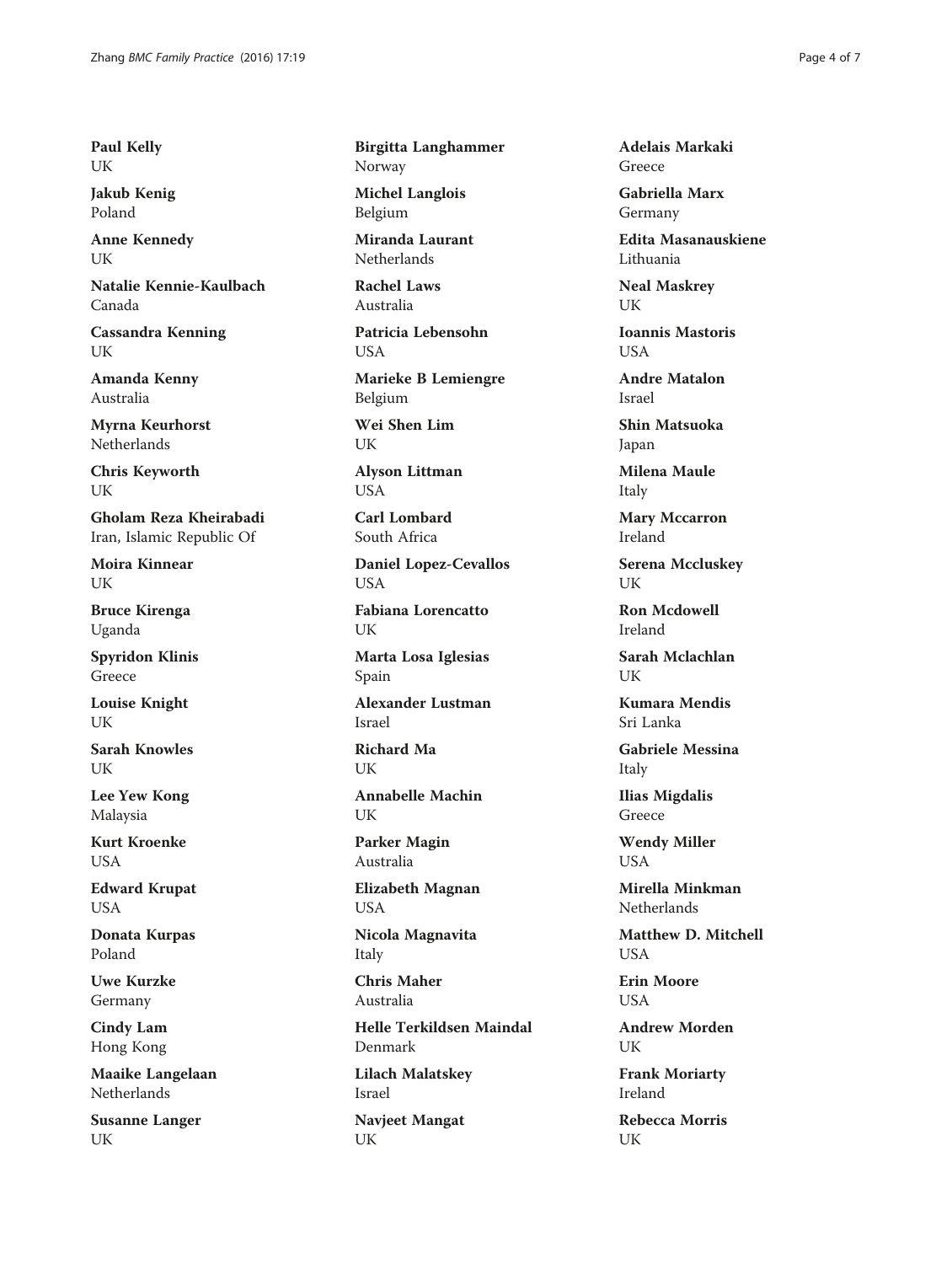**Paul Kelly**
UK

**Jakub Kenig**
Poland

**Anne Kennedy**
UK

**Natalie Kennie-Kaulbach**
Canada

**Cassandra Kenning**
UK

**Amanda Kenny**
Australia

**Myrna Keurhorst**
Netherlands

**Chris Keyworth**
UK

**Gholam Reza Kheirabadi**
Iran, Islamic Republic Of

**Moira Kinnear**
UK

**Bruce Kirenga**
Uganda

**Spyridon Klinis**
Greece

**Louise Knight**
UK

**Sarah Knowles**
UK

**Lee Yew Kong**
Malaysia

**Kurt Kroenke**
USA

**Edward Krupat**
USA

**Donata Kurpas**
Poland

**Uwe Kurzke**
Germany

**Cindy Lam**
Hong Kong

**Maaike Langelaan**
Netherlands

**Susanne Langer**
UK

**Birgitta Langhammer**
Norway

**Michel Langlois**
Belgium

**Miranda Laurant**
Netherlands

**Rachel Laws**
Australia

**Patricia Lebensohn**
USA

**Marieke B Lemiengre**
Belgium

**Wei Shen Lim**
UK

**Alyson Littman**
USA

**Carl Lombard**
South Africa

**Daniel Lopez-Cevallos**
USA

**Fabiana Lorencatto**
UK

**Marta Losa Iglesias**
Spain

**Alexander Lustman**
Israel

**Richard Ma**
UK

**Annabelle Machin**
UK

**Parker Magin**
Australia

**Elizabeth Magnan**
USA

**Nicola Magnavita**
Italy

**Chris Maher**
Australia

**Helle Terkildsen Maindal**
Denmark

**Lilach Malatskey**
Israel

**Navjeet Mangat**
UK

**Adelais Markaki**
Greece

**Gabriella Marx**
Germany

**Edita Masanauskiene**
Lithuania

**Neal Maskrey**
UK

**Ioannis Mastoris**
USA

**Andre Matalon**
Israel

**Shin Matsuoka**
Japan

**Milena Maule**
Italy

**Mary Mccarron**
Ireland

**Serena Mccluskey**
UK

**Ron Mcdowell**
Ireland

**Sarah Mclachlan**
UK

**Kumara Mendis**
Sri Lanka

**Gabriele Messina**
Italy

**Ilias Migdalis**
Greece

**Wendy Miller**
USA

**Mirella Minkman**
Netherlands

**Matthew D. Mitchell**
USA

**Erin Moore**
USA

**Andrew Morden**
UK

**Frank Moriarty**
Ireland

**Rebecca Morris**
UK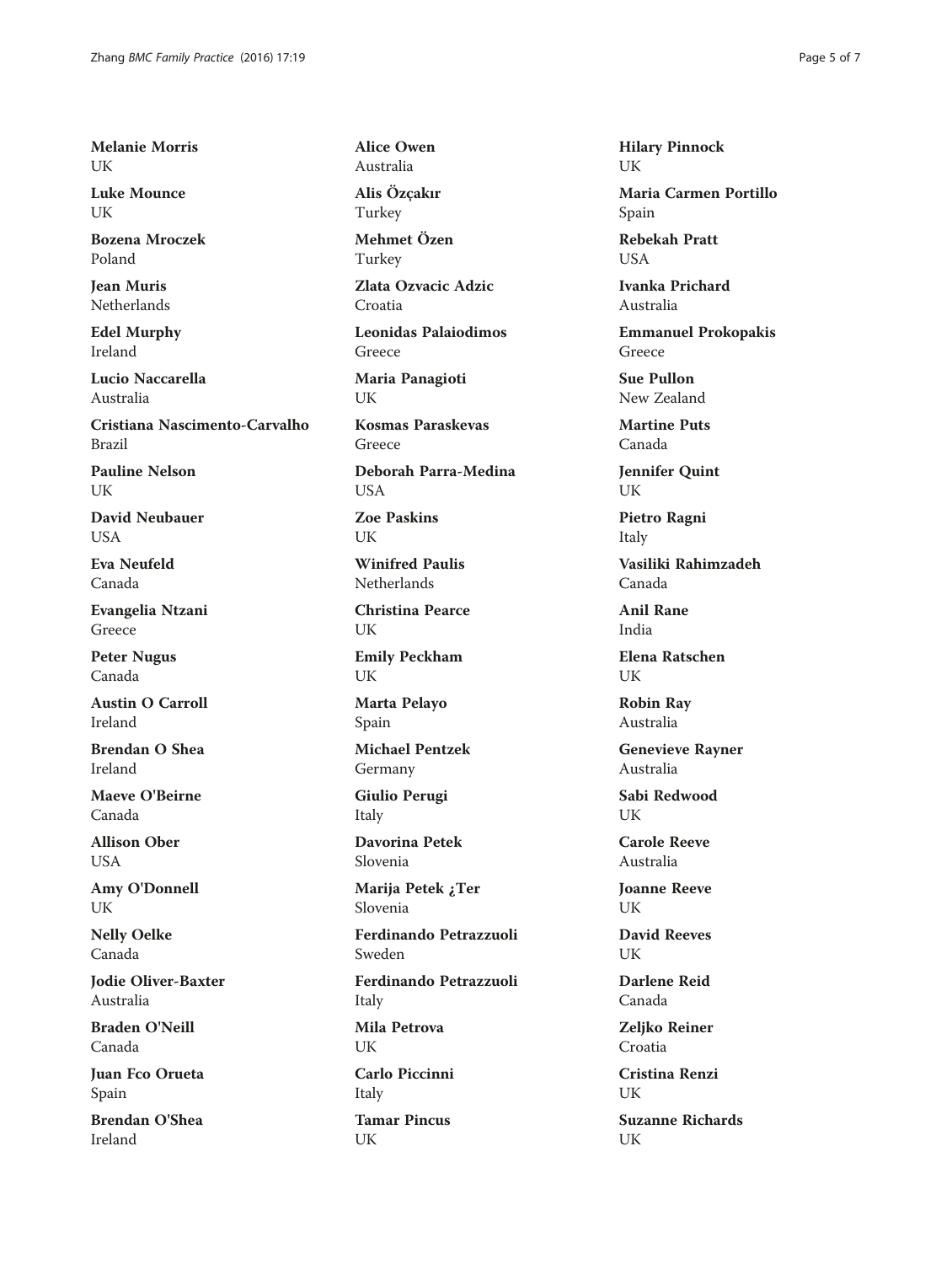**Melanie Morris**
UK

**Luke Mounce**
UK

**Bozena Mroczek**
Poland

**Jean Muris**
Netherlands

**Edel Murphy**
Ireland

**Lucio Naccarella**
Australia

**Cristiana Nascimento-Carvalho**
Brazil

**Pauline Nelson**
UK

**David Neubauer**
USA

**Eva Neufeld**
Canada

**Evangelia Ntzani**
Greece

**Peter Nugus**
Canada

**Austin O Carroll**
Ireland

**Brendan O Shea**
Ireland

**Maeve O'Beirne**
Canada

**Allison Ober**
USA

**Amy O'Donnell**
UK

**Nelly Oelke**
Canada

**Jodie Oliver-Baxter**
Australia

**Braden O'Neill**
Canada

**Juan Fco Orueta**
Spain

**Brendan O'Shea**
Ireland

**Alice Owen**
Australia

**Alis Özçakır**
Turkey

**Mehmet Özen**
Turkey

**Zlata Ozvacic Adzic**
Croatia

**Leonidas Palaiodimos**
Greece

**Maria Panagioti**
UK

**Kosmas Paraskevas**
Greece

**Deborah Parra-Medina**
USA

**Zoe Paskins**
UK

**Winifred Paulis**
Netherlands

**Christina Pearce**
UK

**Emily Peckham**
UK

**Marta Pelayo**
Spain

**Michael Pentzek**
Germany

**Giulio Perugi**
Italy

**Davorina Petek**
Slovenia

**Marija Petek ¿Ter**
Slovenia

**Ferdinando Petrazzuoli**
Sweden

**Ferdinando Petrazzuoli**
Italy

**Mila Petrova**
UK

**Carlo Piccinni**
Italy

**Tamar Pincus**
UK

**Hilary Pinnock**
UK

**Maria Carmen Portillo**
Spain

**Rebekah Pratt**
USA

**Ivanka Prichard**
Australia

**Emmanuel Prokopakis**
Greece

**Sue Pullon**
New Zealand

**Martine Puts**
Canada

**Jennifer Quint**
UK

**Pietro Ragni**
Italy

**Vasiliki Rahimzadeh**
Canada

**Anil Rane**
India

**Elena Ratschen**
UK

**Robin Ray**
Australia

**Genevieve Rayner**
Australia

**Sabi Redwood**
UK

**Carole Reeve**
Australia

**Joanne Reeve**
UK

**David Reeves**
UK

**Darlene Reid**
Canada

**Zeljko Reiner**
Croatia

**Cristina Renzi**
UK

**Suzanne Richards**
UK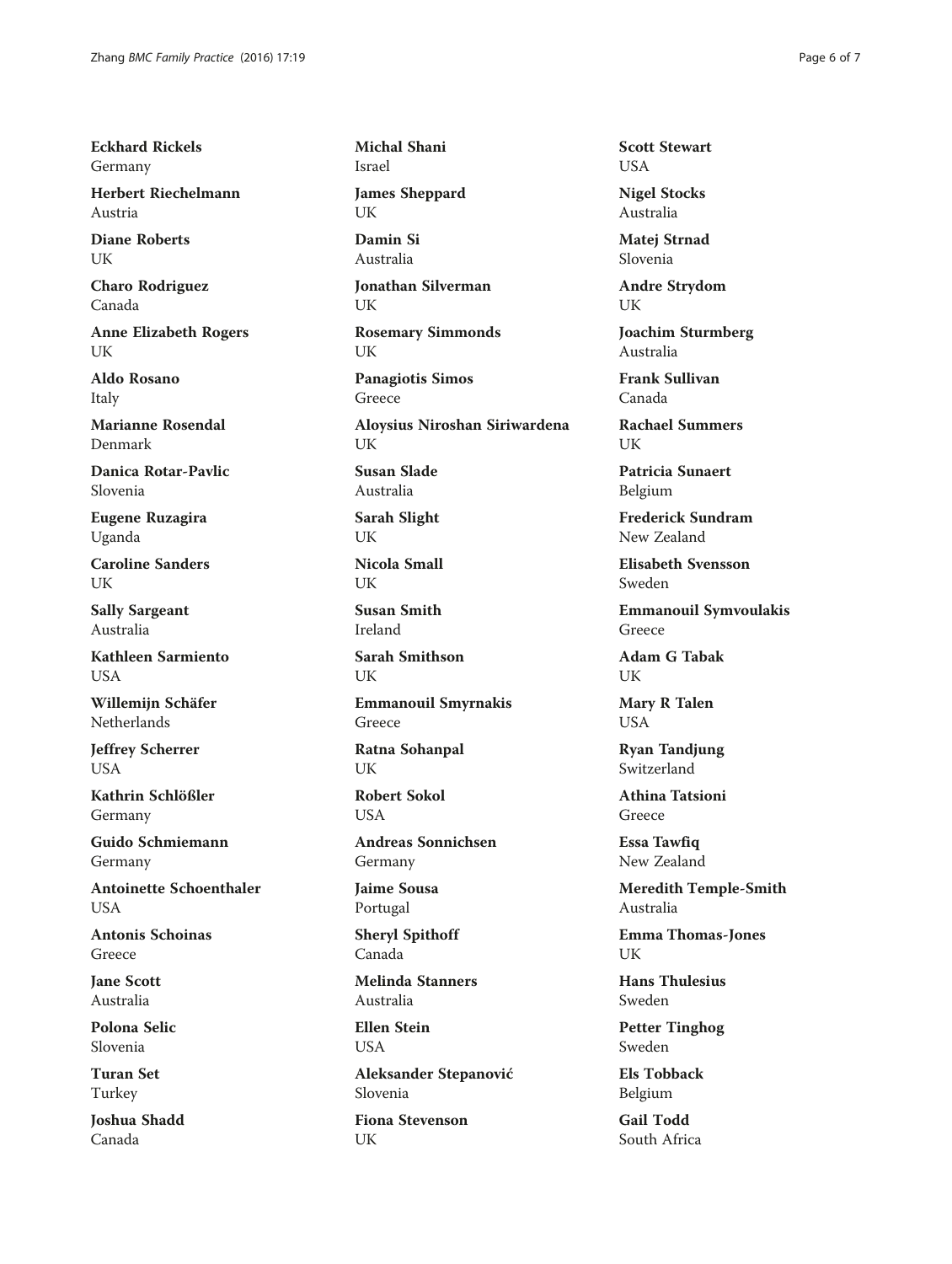**Eckhard Rickels**
Germany

**Herbert Riechelmann**
Austria

**Diane Roberts**
UK

**Charo Rodriguez**
Canada

**Anne Elizabeth Rogers**
UK

**Aldo Rosano**
Italy

**Marianne Rosendal**
Denmark

**Danica Rotar-Pavlic**
Slovenia

**Eugene Ruzagira**
Uganda

**Caroline Sanders**
UK

**Sally Sargeant**
Australia

**Kathleen Sarmiento**
USA

**Willemijn Schäfer**
Netherlands

**Jeffrey Scherrer**
USA

**Kathrin Schlößler**
Germany

**Guido Schmiemann**
Germany

**Antoinette Schoenthaler**
USA

**Antonis Schoinas**
Greece

**Jane Scott**
Australia

**Polona Selic**
Slovenia

**Turan Set**
Turkey

**Joshua Shadd**
Canada

**Michal Shani**
Israel

**James Sheppard**
UK

**Damin Si**
Australia

**Jonathan Silverman**
UK

**Rosemary Simmonds**
UK

**Panagiotis Simos**
Greece

**Aloysius Niroshan Siriwardena**
UK

**Susan Slade**
Australia

**Sarah Slight**
UK

**Nicola Small**
UK

**Susan Smith**
Ireland

**Sarah Smithson**
UK

**Emmanouil Smyrnakis**
Greece

**Ratna Sohanpal**
UK

**Robert Sokol**
USA

**Andreas Sonnichsen**
Germany

**Jaime Sousa**
Portugal

**Sheryl Spithoff**
Canada

**Melinda Stanners**
Australia

**Ellen Stein**
USA

**Aleksander Stepanović**
Slovenia

**Fiona Stevenson**
UK

**Scott Stewart**
USA

**Nigel Stocks**
Australia

**Matej Strnad**
Slovenia

**Andre Strydom**
UK

**Joachim Sturmberg**
Australia

**Frank Sullivan**
Canada

**Rachael Summers**
UK

**Patricia Sunaert**
Belgium

**Frederick Sundram**
New Zealand

**Elisabeth Svensson**
Sweden

**Emmanouil Symvoulakis**
Greece

**Adam G Tabak**
UK

**Mary R Talen**
USA

**Ryan Tandjung**
Switzerland

**Athina Tatsioni**
Greece

**Essa Tawfiq**
New Zealand

**Meredith Temple-Smith**
Australia

**Emma Thomas-Jones**
UK

**Hans Thulesius**
Sweden

**Petter Tinghog**
Sweden

**Els Tobback**
Belgium

**Gail Todd**
South Africa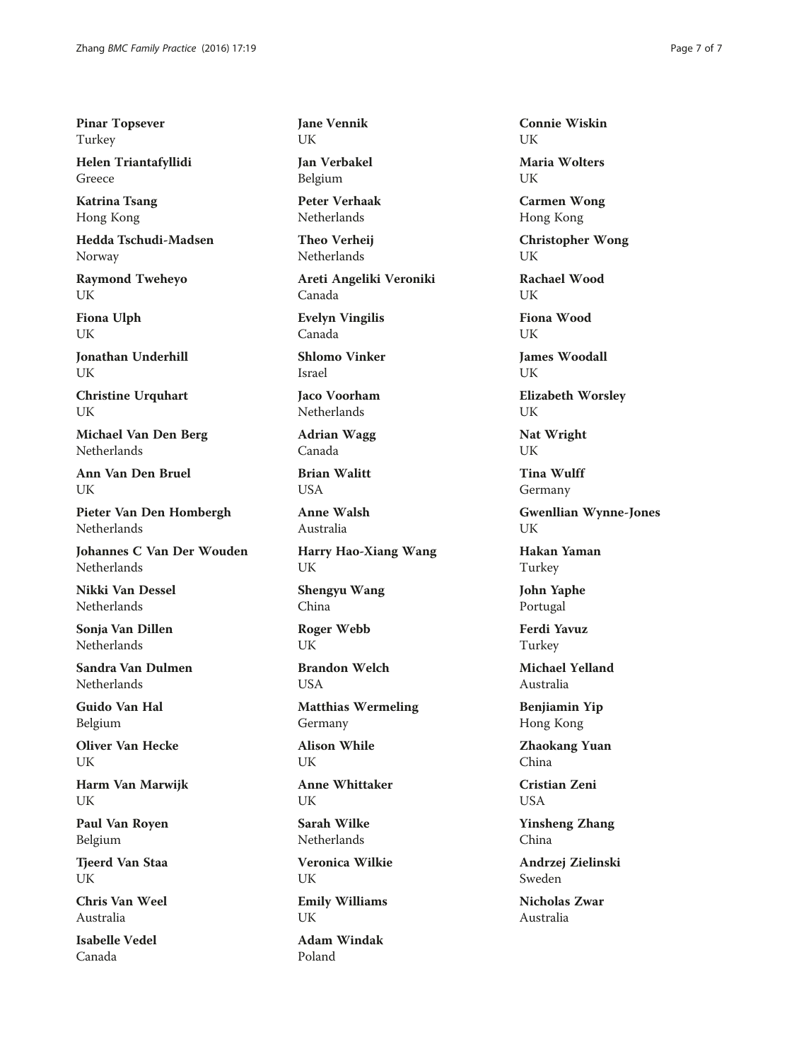**Pinar Topsever**
Turkey

**Helen Triantafyllidi**
Greece

**Katrina Tsang**
Hong Kong

**Hedda Tschudi-Madsen**
Norway

**Raymond Tweheyo**
UK

**Fiona Ulph**
UK

**Jonathan Underhill**
UK

**Christine Urquhart**
UK

**Michael Van Den Berg**
Netherlands

**Ann Van Den Bruel**
UK

**Pieter Van Den Hombergh**
Netherlands

**Johannes C Van Der Wouden**
Netherlands

**Nikki Van Dessel**
Netherlands

**Sonja Van Dillen**
Netherlands

**Sandra Van Dulmen**
Netherlands

**Guido Van Hal**
Belgium

**Oliver Van Hecke**
UK

**Harm Van Marwijk**
UK

**Paul Van Royen**
Belgium

**Tjeerd Van Staa**
UK

**Chris Van Weel**
Australia

**Isabelle Vedel**
Canada

**Jane Vennik**
UK

**Jan Verbakel**
Belgium

**Peter Verhaak**
Netherlands

**Theo Verheij**
Netherlands

**Areti Angeliki Veroniki**
Canada

**Evelyn Vingilis**
Canada

**Shlomo Vinker**
Israel

**Jaco Voorham**
Netherlands

**Adrian Wagg**
Canada

**Brian Walitt**
USA

**Anne Walsh**
Australia

**Harry Hao-Xiang Wang**
UK

**Shengyu Wang**
China

**Roger Webb**
UK

**Brandon Welch**
USA

**Matthias Wermeling**
Germany

**Alison While**
UK

**Anne Whittaker**
UK

**Sarah Wilke**
Netherlands

**Veronica Wilkie**
UK

**Emily Williams**
UK

**Adam Windak**
Poland

**Connie Wiskin**
UK

**Maria Wolters**
UK

**Carmen Wong**
Hong Kong

**Christopher Wong**
UK

**Rachael Wood**
UK

**Fiona Wood**
UK

**James Woodall**
UK

**Elizabeth Worsley**
UK

**Nat Wright**
UK

**Tina Wulff**
Germany

**Gwenllian Wynne-Jones**
UK

**Hakan Yaman**
Turkey

**John Yaphe**
Portugal

**Ferdi Yavuz**
Turkey

**Michael Yelland**
Australia

**Benjiamin Yip**
Hong Kong

**Zhaokang Yuan**
China

**Cristian Zeni**
USA

**Yinsheng Zhang**
China

**Andrzej Zielinski**
Sweden

**Nicholas Zwar**
Australia